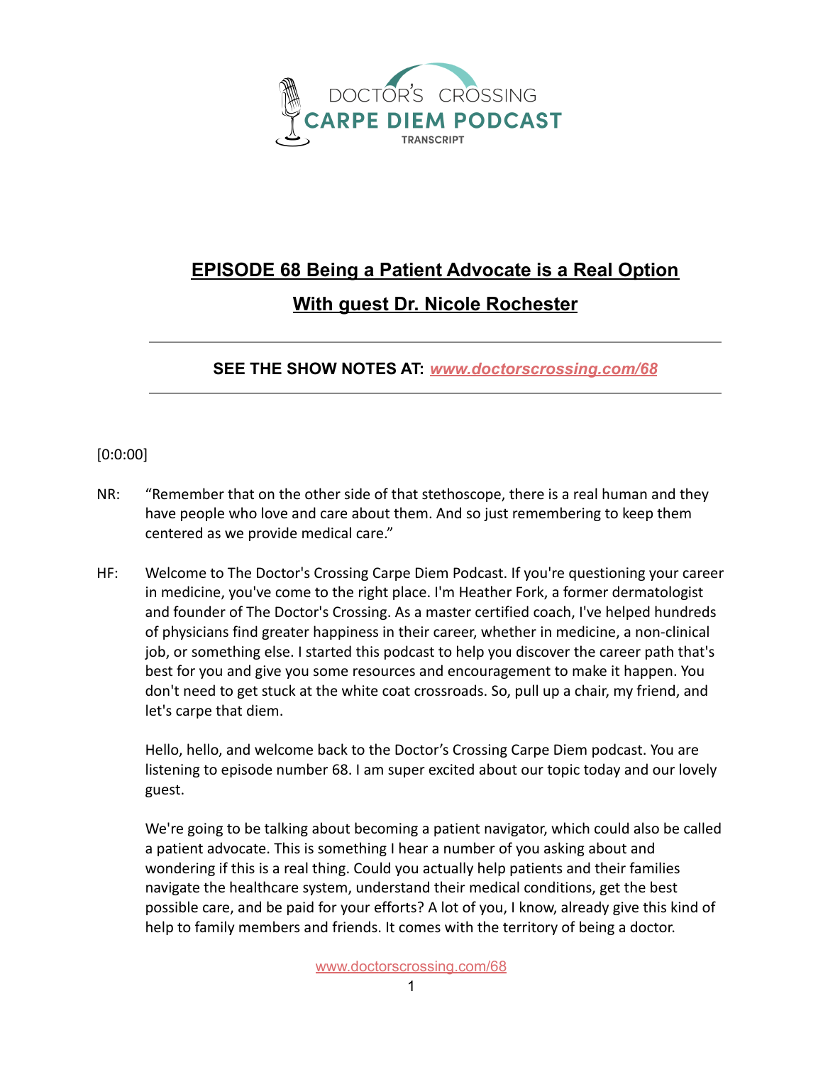# EPISODE 68 Being a Patient Advocate is a Real Option

## With guest Dr. Nicole Rochester

**SEE THE SHOW NOTES AT: *www.doctorscrossing.com/68***

[0:0:00]

NR: "Remember that on the other side of that stethoscope, there is a real human and they have people who love and care about them. And so just remembering to keep them centered as we provide medical care."

HF: Welcome to The Doctor's Crossing Carpe Diem Podcast. If you're questioning your career in medicine, you've come to the right place. I'm Heather Fork, a former dermatologist and founder of The Doctor's Crossing. As a master certified coach, I've helped hundreds of physicians find greater happiness in their career, whether in medicine, a non-clinical job, or something else. I started this podcast to help you discover the career path that's best for you and give you some resources and encouragement to make it happen. You don't need to get stuck at the white coat crossroads. So, pull up a chair, my friend, and let's carpe that diem.

Hello, hello, and welcome back to the Doctor's Crossing Carpe Diem podcast. You are listening to episode number 68. I am super excited about our topic today and our lovely guest.

We're going to be talking about becoming a patient navigator, which could also be called a patient advocate. This is something I hear a number of you asking about and wondering if this is a real thing. Could you actually help patients and their families navigate the healthcare system, understand their medical conditions, get the best possible care, and be paid for your efforts? A lot of you, I know, already give this kind of help to family members and friends. It comes with the territory of being a doctor.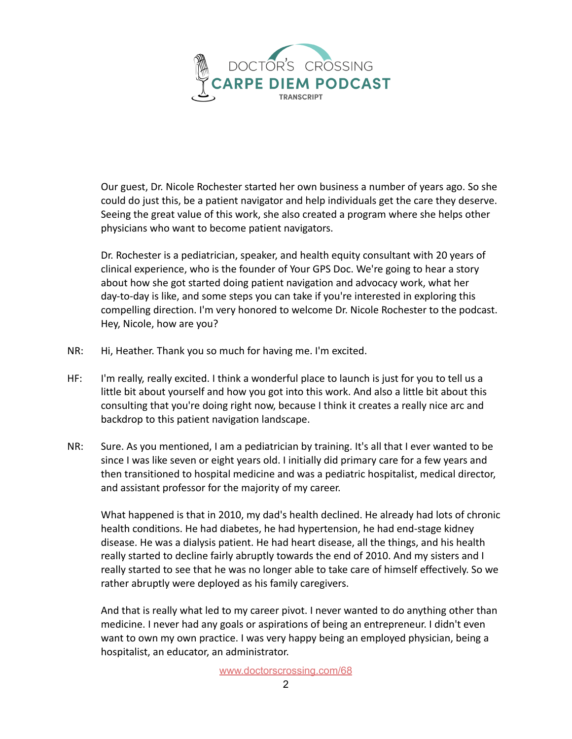Our guest, Dr. Nicole Rochester started her own business a number of years ago. So she could do just this, be a patient navigator and help individuals get the care they deserve. Seeing the great value of this work, she also created a program where she helps other physicians who want to become patient navigators.

Dr. Rochester is a pediatrician, speaker, and health equity consultant with 20 years of clinical experience, who is the founder of Your GPS Doc. We're going to hear a story about how she got started doing patient navigation and advocacy work, what her day-to-day is like, and some steps you can take if you're interested in exploring this compelling direction. I'm very honored to welcome Dr. Nicole Rochester to the podcast. Hey, Nicole, how are you?

NR: Hi, Heather. Thank you so much for having me. I'm excited.

HF: I'm really, really excited. I think a wonderful place to launch is just for you to tell us a little bit about yourself and how you got into this work. And also a little bit about this consulting that you're doing right now, because I think it creates a really nice arc and backdrop to this patient navigation landscape.

NR: Sure. As you mentioned, I am a pediatrician by training. It's all that I ever wanted to be since I was like seven or eight years old. I initially did primary care for a few years and then transitioned to hospital medicine and was a pediatric hospitalist, medical director, and assistant professor for the majority of my career.

What happened is that in 2010, my dad's health declined. He already had lots of chronic health conditions. He had diabetes, he had hypertension, he had end-stage kidney disease. He was a dialysis patient. He had heart disease, all the things, and his health really started to decline fairly abruptly towards the end of 2010. And my sisters and I really started to see that he was no longer able to take care of himself effectively. So we rather abruptly were deployed as his family caregivers.

And that is really what led to my career pivot. I never wanted to do anything other than medicine. I never had any goals or aspirations of being an entrepreneur. I didn't even want to own my own practice. I was very happy being an employed physician, being a hospitalist, an educator, an administrator.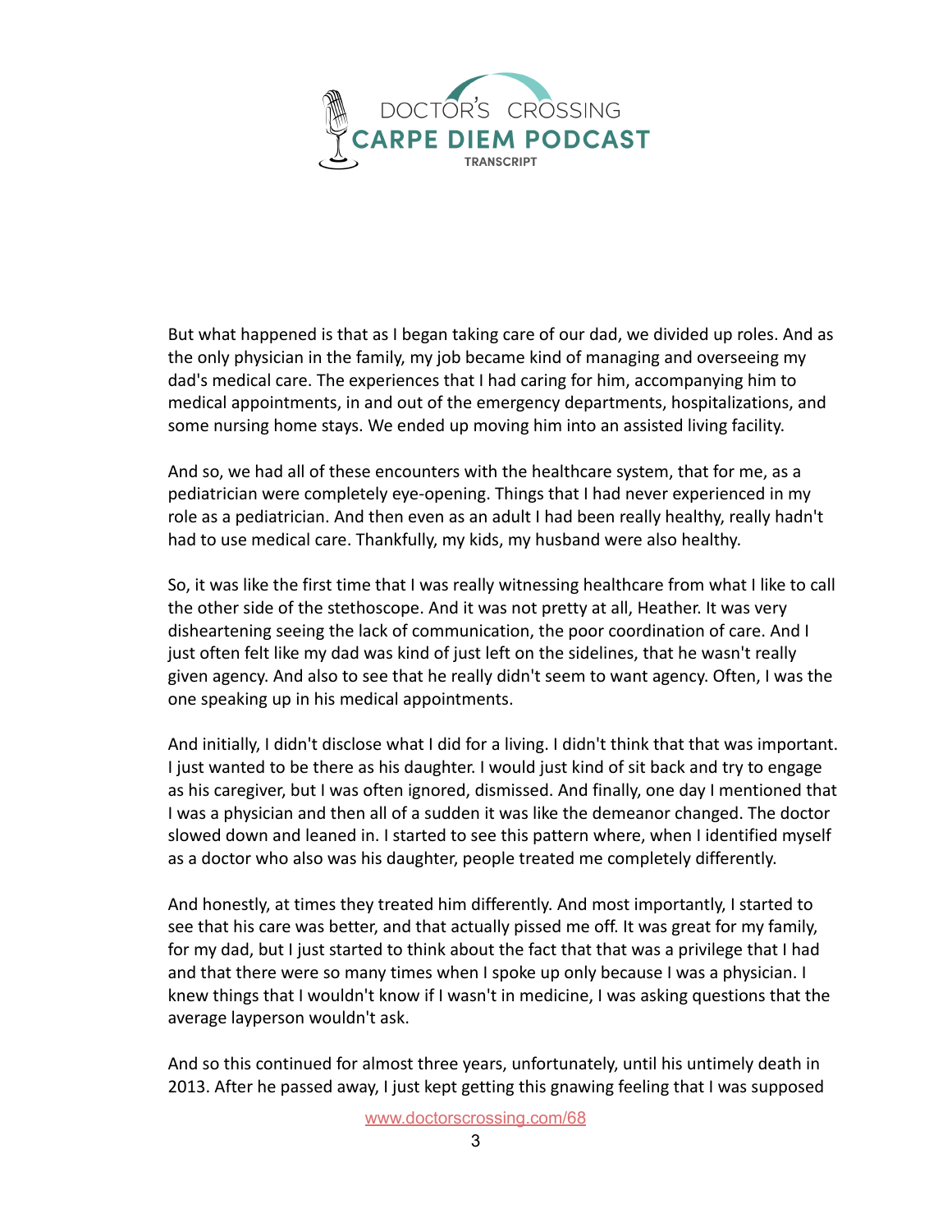But what happened is that as I began taking care of our dad, we divided up roles. And as the only physician in the family, my job became kind of managing and overseeing my dad's medical care. The experiences that I had caring for him, accompanying him to medical appointments, in and out of the emergency departments, hospitalizations, and some nursing home stays. We ended up moving him into an assisted living facility.

And so, we had all of these encounters with the healthcare system, that for me, as a pediatrician were completely eye-opening. Things that I had never experienced in my role as a pediatrician. And then even as an adult I had been really healthy, really hadn't had to use medical care. Thankfully, my kids, my husband were also healthy.

So, it was like the first time that I was really witnessing healthcare from what I like to call the other side of the stethoscope. And it was not pretty at all, Heather. It was very disheartening seeing the lack of communication, the poor coordination of care. And I just often felt like my dad was kind of just left on the sidelines, that he wasn't really given agency. And also to see that he really didn't seem to want agency. Often, I was the one speaking up in his medical appointments.

And initially, I didn't disclose what I did for a living. I didn't think that that was important. I just wanted to be there as his daughter. I would just kind of sit back and try to engage as his caregiver, but I was often ignored, dismissed. And finally, one day I mentioned that I was a physician and then all of a sudden it was like the demeanor changed. The doctor slowed down and leaned in. I started to see this pattern where, when I identified myself as a doctor who also was his daughter, people treated me completely differently.

And honestly, at times they treated him differently. And most importantly, I started to see that his care was better, and that actually pissed me off. It was great for my family, for my dad, but I just started to think about the fact that that was a privilege that I had and that there were so many times when I spoke up only because I was a physician. I knew things that I wouldn't know if I wasn't in medicine, I was asking questions that the average layperson wouldn't ask.

And so this continued for almost three years, unfortunately, until his untimely death in 2013. After he passed away, I just kept getting this gnawing feeling that I was supposed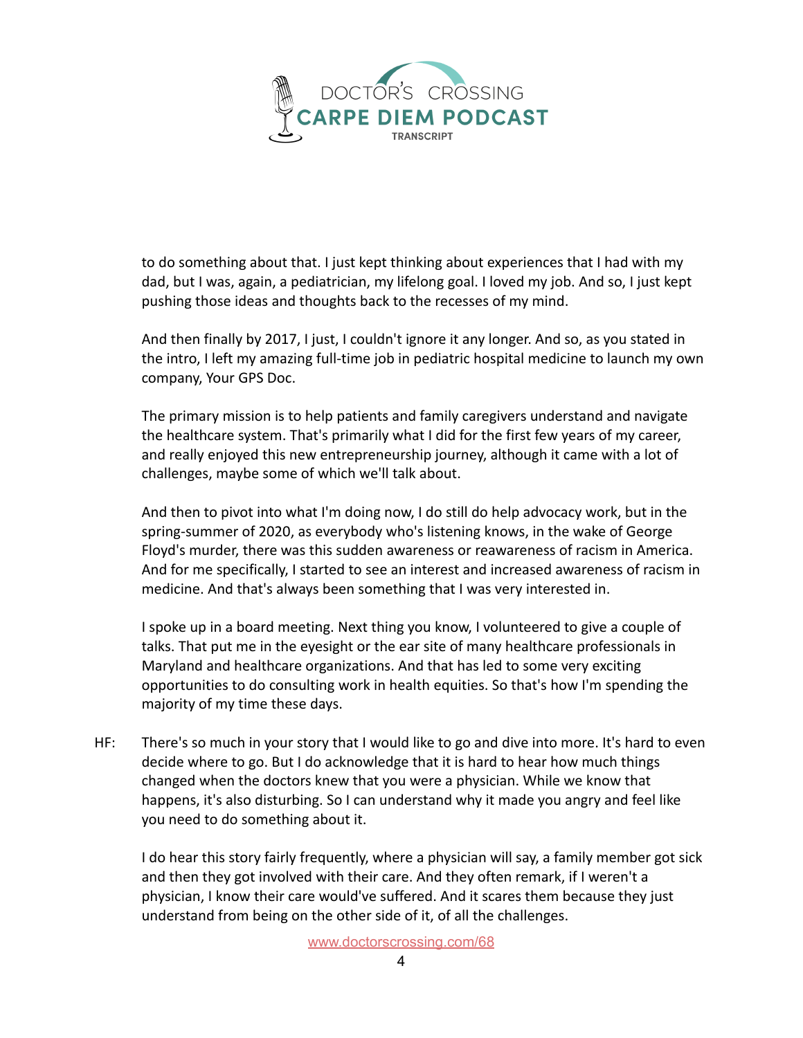to do something about that. I just kept thinking about experiences that I had with my dad, but I was, again, a pediatrician, my lifelong goal. I loved my job. And so, I just kept pushing those ideas and thoughts back to the recesses of my mind.

And then finally by 2017, I just, I couldn't ignore it any longer. And so, as you stated in the intro, I left my amazing full-time job in pediatric hospital medicine to launch my own company, Your GPS Doc.

The primary mission is to help patients and family caregivers understand and navigate the healthcare system. That's primarily what I did for the first few years of my career, and really enjoyed this new entrepreneurship journey, although it came with a lot of challenges, maybe some of which we'll talk about.

And then to pivot into what I'm doing now, I do still do help advocacy work, but in the spring-summer of 2020, as everybody who's listening knows, in the wake of George Floyd's murder, there was this sudden awareness or reawareness of racism in America. And for me specifically, I started to see an interest and increased awareness of racism in medicine. And that's always been something that I was very interested in.

I spoke up in a board meeting. Next thing you know, I volunteered to give a couple of talks. That put me in the eyesight or the ear site of many healthcare professionals in Maryland and healthcare organizations. And that has led to some very exciting opportunities to do consulting work in health equities. So that's how I'm spending the majority of my time these days.

HF: There's so much in your story that I would like to go and dive into more. It's hard to even decide where to go. But I do acknowledge that it is hard to hear how much things changed when the doctors knew that you were a physician. While we know that happens, it's also disturbing. So I can understand why it made you angry and feel like you need to do something about it.

I do hear this story fairly frequently, where a physician will say, a family member got sick and then they got involved with their care. And they often remark, if I weren't a physician, I know their care would've suffered. And it scares them because they just understand from being on the other side of it, of all the challenges.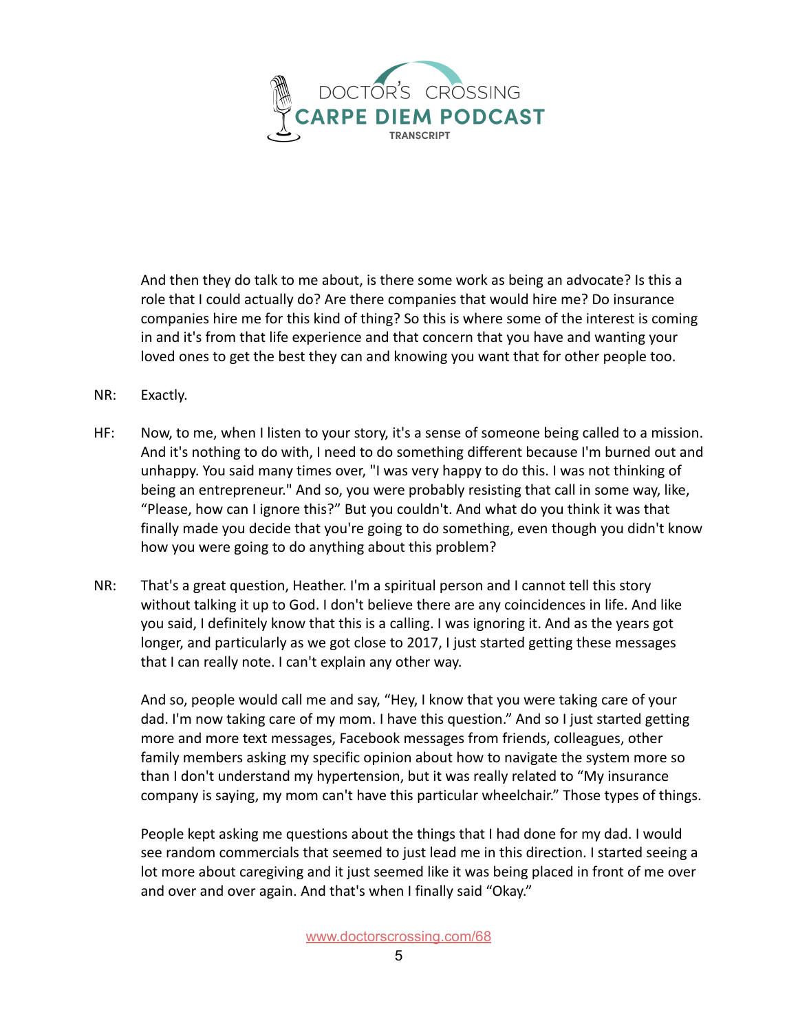And then they do talk to me about, is there some work as being an advocate? Is this a role that I could actually do? Are there companies that would hire me? Do insurance companies hire me for this kind of thing? So this is where some of the interest is coming in and it's from that life experience and that concern that you have and wanting your loved ones to get the best they can and knowing you want that for other people too.

NR: Exactly.

HF: Now, to me, when I listen to your story, it's a sense of someone being called to a mission. And it's nothing to do with, I need to do something different because I'm burned out and unhappy. You said many times over, "I was very happy to do this. I was not thinking of being an entrepreneur." And so, you were probably resisting that call in some way, like, “Please, how can I ignore this?” But you couldn't. And what do you think it was that finally made you decide that you're going to do something, even though you didn't know how you were going to do anything about this problem?

NR: That's a great question, Heather. I'm a spiritual person and I cannot tell this story without talking it up to God. I don't believe there are any coincidences in life. And like you said, I definitely know that this is a calling. I was ignoring it. And as the years got longer, and particularly as we got close to 2017, I just started getting these messages that I can really note. I can't explain any other way.

And so, people would call me and say, “Hey, I know that you were taking care of your dad. I'm now taking care of my mom. I have this question.” And so I just started getting more and more text messages, Facebook messages from friends, colleagues, other family members asking my specific opinion about how to navigate the system more so than I don't understand my hypertension, but it was really related to “My insurance company is saying, my mom can't have this particular wheelchair.” Those types of things.

People kept asking me questions about the things that I had done for my dad. I would see random commercials that seemed to just lead me in this direction. I started seeing a lot more about caregiving and it just seemed like it was being placed in front of me over and over and over again. And that's when I finally said “Okay.”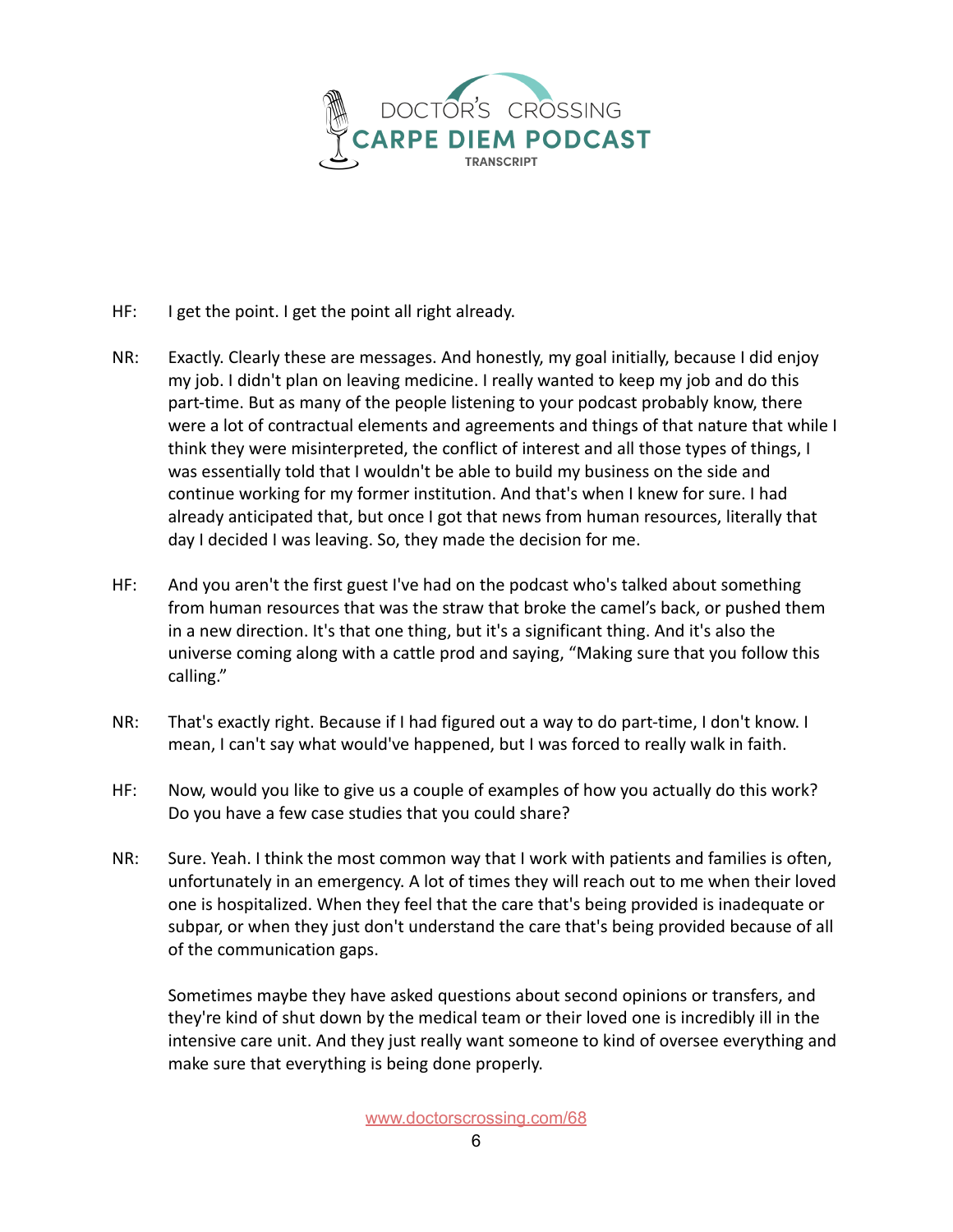HF: I get the point. I get the point all right already.

NR: Exactly. Clearly these are messages. And honestly, my goal initially, because I did enjoy my job. I didn't plan on leaving medicine. I really wanted to keep my job and do this part-time. But as many of the people listening to your podcast probably know, there were a lot of contractual elements and agreements and things of that nature that while I think they were misinterpreted, the conflict of interest and all those types of things, I was essentially told that I wouldn't be able to build my business on the side and continue working for my former institution. And that's when I knew for sure. I had already anticipated that, but once I got that news from human resources, literally that day I decided I was leaving. So, they made the decision for me.

HF: And you aren't the first guest I've had on the podcast who's talked about something from human resources that was the straw that broke the camel's back, or pushed them in a new direction. It's that one thing, but it's a significant thing. And it's also the universe coming along with a cattle prod and saying, "Making sure that you follow this calling."

NR: That's exactly right. Because if I had figured out a way to do part-time, I don't know. I mean, I can't say what would've happened, but I was forced to really walk in faith.

HF: Now, would you like to give us a couple of examples of how you actually do this work? Do you have a few case studies that you could share?

NR: Sure. Yeah. I think the most common way that I work with patients and families is often, unfortunately in an emergency. A lot of times they will reach out to me when their loved one is hospitalized. When they feel that the care that's being provided is inadequate or subpar, or when they just don't understand the care that's being provided because of all of the communication gaps.

Sometimes maybe they have asked questions about second opinions or transfers, and they're kind of shut down by the medical team or their loved one is incredibly ill in the intensive care unit. And they just really want someone to kind of oversee everything and make sure that everything is being done properly.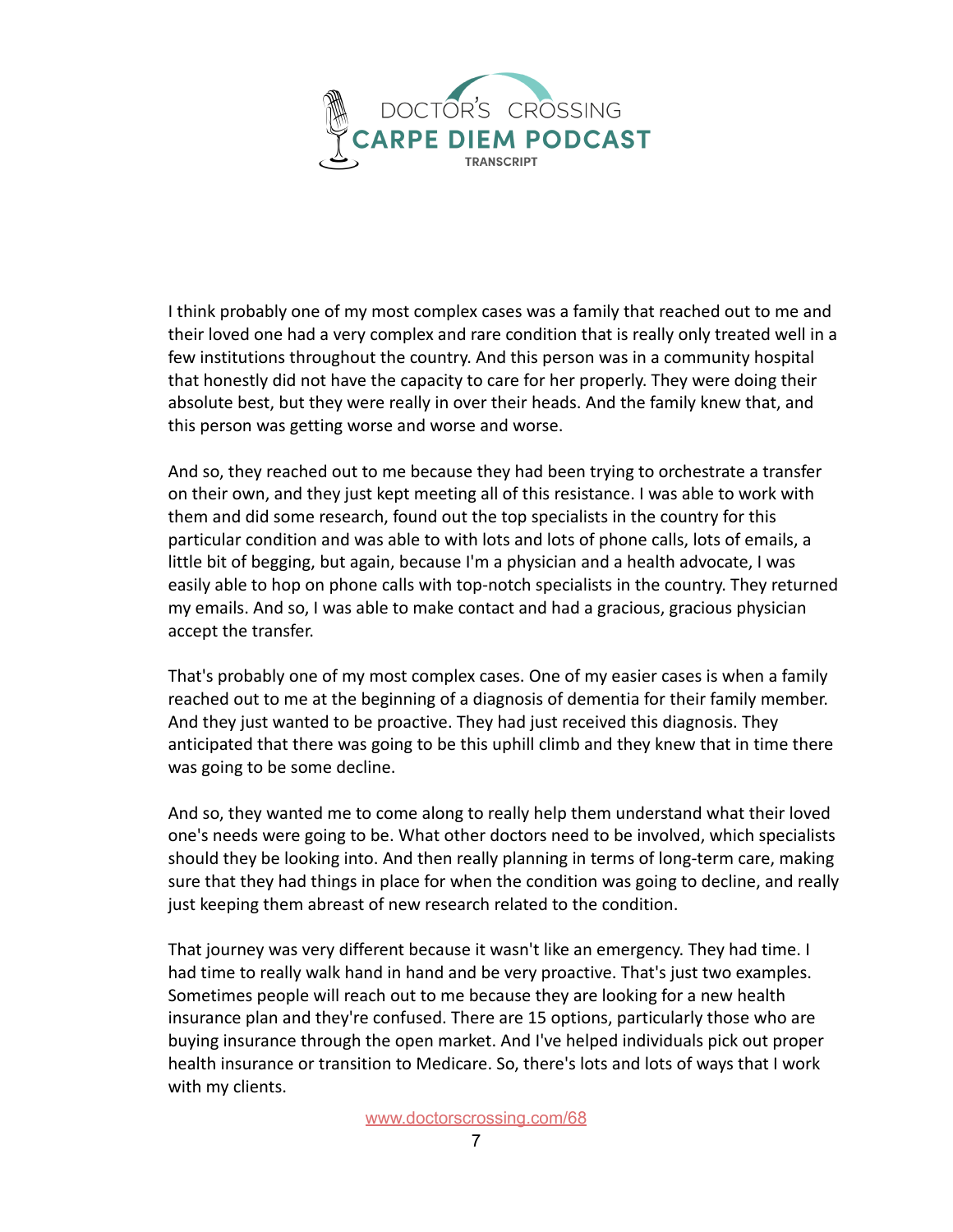I think probably one of my most complex cases was a family that reached out to me and their loved one had a very complex and rare condition that is really only treated well in a few institutions throughout the country. And this person was in a community hospital that honestly did not have the capacity to care for her properly. They were doing their absolute best, but they were really in over their heads. And the family knew that, and this person was getting worse and worse and worse.

And so, they reached out to me because they had been trying to orchestrate a transfer on their own, and they just kept meeting all of this resistance. I was able to work with them and did some research, found out the top specialists in the country for this particular condition and was able to with lots and lots of phone calls, lots of emails, a little bit of begging, but again, because I'm a physician and a health advocate, I was easily able to hop on phone calls with top-notch specialists in the country. They returned my emails. And so, I was able to make contact and had a gracious, gracious physician accept the transfer.

That's probably one of my most complex cases. One of my easier cases is when a family reached out to me at the beginning of a diagnosis of dementia for their family member. And they just wanted to be proactive. They had just received this diagnosis. They anticipated that there was going to be this uphill climb and they knew that in time there was going to be some decline.

And so, they wanted me to come along to really help them understand what their loved one's needs were going to be. What other doctors need to be involved, which specialists should they be looking into. And then really planning in terms of long-term care, making sure that they had things in place for when the condition was going to decline, and really just keeping them abreast of new research related to the condition.

That journey was very different because it wasn't like an emergency. They had time. I had time to really walk hand in hand and be very proactive. That's just two examples. Sometimes people will reach out to me because they are looking for a new health insurance plan and they're confused. There are 15 options, particularly those who are buying insurance through the open market. And I've helped individuals pick out proper health insurance or transition to Medicare. So, there's lots and lots of ways that I work with my clients.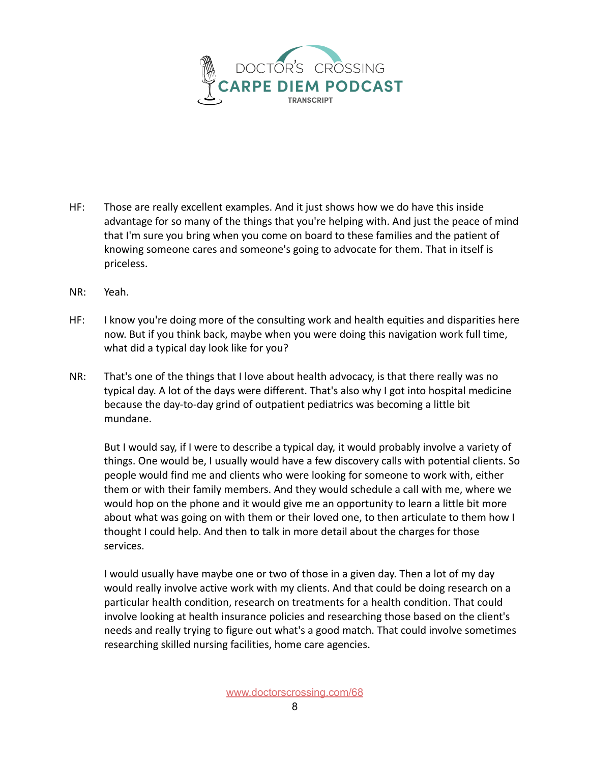HF: Those are really excellent examples. And it just shows how we do have this inside advantage for so many of the things that you're helping with. And just the peace of mind that I'm sure you bring when you come on board to these families and the patient of knowing someone cares and someone's going to advocate for them. That in itself is priceless.

NR: Yeah.

HF: I know you're doing more of the consulting work and health equities and disparities here now. But if you think back, maybe when you were doing this navigation work full time, what did a typical day look like for you?

NR: That's one of the things that I love about health advocacy, is that there really was no typical day. A lot of the days were different. That's also why I got into hospital medicine because the day-to-day grind of outpatient pediatrics was becoming a little bit mundane.

But I would say, if I were to describe a typical day, it would probably involve a variety of things. One would be, I usually would have a few discovery calls with potential clients. So people would find me and clients who were looking for someone to work with, either them or with their family members. And they would schedule a call with me, where we would hop on the phone and it would give me an opportunity to learn a little bit more about what was going on with them or their loved one, to then articulate to them how I thought I could help. And then to talk in more detail about the charges for those services.

I would usually have maybe one or two of those in a given day. Then a lot of my day would really involve active work with my clients. And that could be doing research on a particular health condition, research on treatments for a health condition. That could involve looking at health insurance policies and researching those based on the client's needs and really trying to figure out what's a good match. That could involve sometimes researching skilled nursing facilities, home care agencies.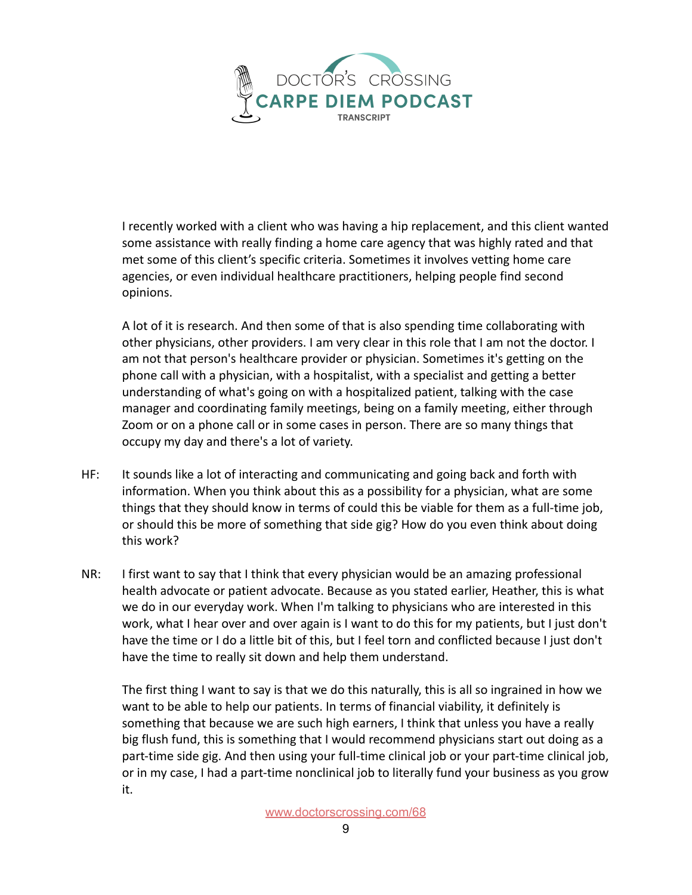I recently worked with a client who was having a hip replacement, and this client wanted some assistance with really finding a home care agency that was highly rated and that met some of this client's specific criteria. Sometimes it involves vetting home care agencies, or even individual healthcare practitioners, helping people find second opinions.

A lot of it is research. And then some of that is also spending time collaborating with other physicians, other providers. I am very clear in this role that I am not the doctor. I am not that person's healthcare provider or physician. Sometimes it's getting on the phone call with a physician, with a hospitalist, with a specialist and getting a better understanding of what's going on with a hospitalized patient, talking with the case manager and coordinating family meetings, being on a family meeting, either through Zoom or on a phone call or in some cases in person. There are so many things that occupy my day and there's a lot of variety.

HF: It sounds like a lot of interacting and communicating and going back and forth with information. When you think about this as a possibility for a physician, what are some things that they should know in terms of could this be viable for them as a full-time job, or should this be more of something that side gig? How do you even think about doing this work?

NR: I first want to say that I think that every physician would be an amazing professional health advocate or patient advocate. Because as you stated earlier, Heather, this is what we do in our everyday work. When I'm talking to physicians who are interested in this work, what I hear over and over again is I want to do this for my patients, but I just don't have the time or I do a little bit of this, but I feel torn and conflicted because I just don't have the time to really sit down and help them understand.

The first thing I want to say is that we do this naturally, this is all so ingrained in how we want to be able to help our patients. In terms of financial viability, it definitely is something that because we are such high earners, I think that unless you have a really big flush fund, this is something that I would recommend physicians start out doing as a part-time side gig. And then using your full-time clinical job or your part-time clinical job, or in my case, I had a part-time nonclinical job to literally fund your business as you grow it.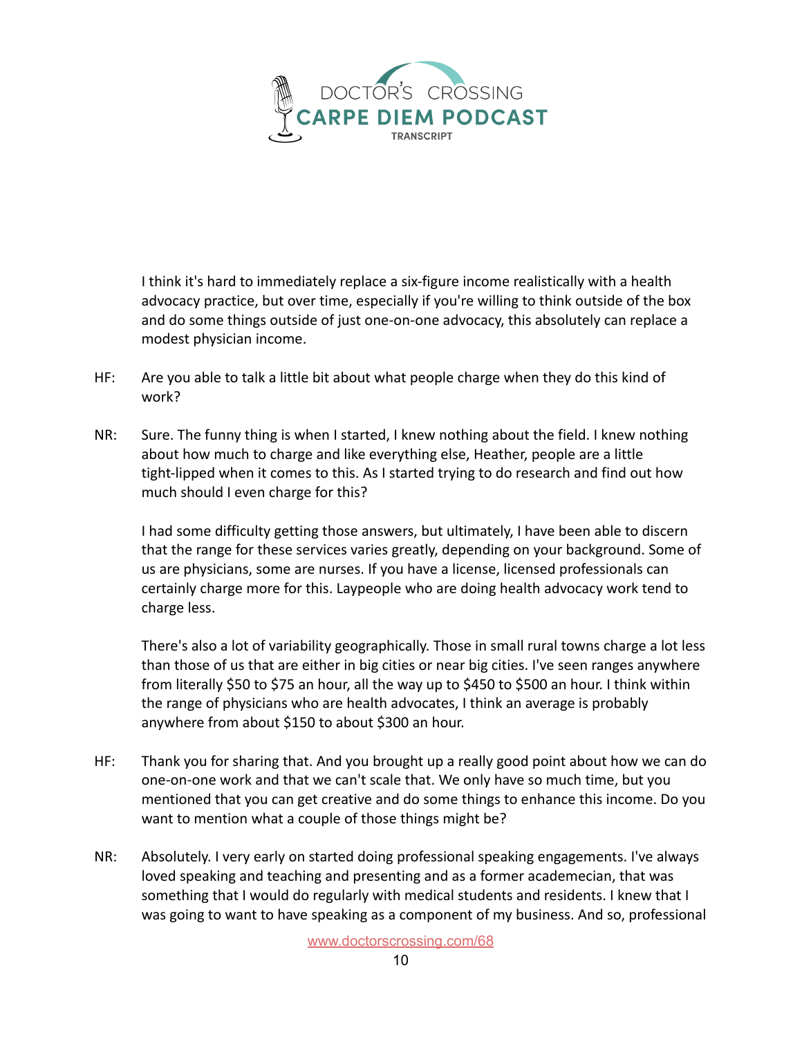I think it's hard to immediately replace a six-figure income realistically with a health advocacy practice, but over time, especially if you're willing to think outside of the box and do some things outside of just one-on-one advocacy, this absolutely can replace a modest physician income.

HF: Are you able to talk a little bit about what people charge when they do this kind of work?

NR: Sure. The funny thing is when I started, I knew nothing about the field. I knew nothing about how much to charge and like everything else, Heather, people are a little tight-lipped when it comes to this. As I started trying to do research and find out how much should I even charge for this?

I had some difficulty getting those answers, but ultimately, I have been able to discern that the range for these services varies greatly, depending on your background. Some of us are physicians, some are nurses. If you have a license, licensed professionals can certainly charge more for this. Laypeople who are doing health advocacy work tend to charge less.

There's also a lot of variability geographically. Those in small rural towns charge a lot less than those of us that are either in big cities or near big cities. I've seen ranges anywhere from literally $50 to $75 an hour, all the way up to $450 to $500 an hour. I think within the range of physicians who are health advocates, I think an average is probably anywhere from about $150 to about $300 an hour.

HF: Thank you for sharing that. And you brought up a really good point about how we can do one-on-one work and that we can't scale that. We only have so much time, but you mentioned that you can get creative and do some things to enhance this income. Do you want to mention what a couple of those things might be?

NR: Absolutely. I very early on started doing professional speaking engagements. I've always loved speaking and teaching and presenting and as a former academecian, that was something that I would do regularly with medical students and residents. I knew that I was going to want to have speaking as a component of my business. And so, professional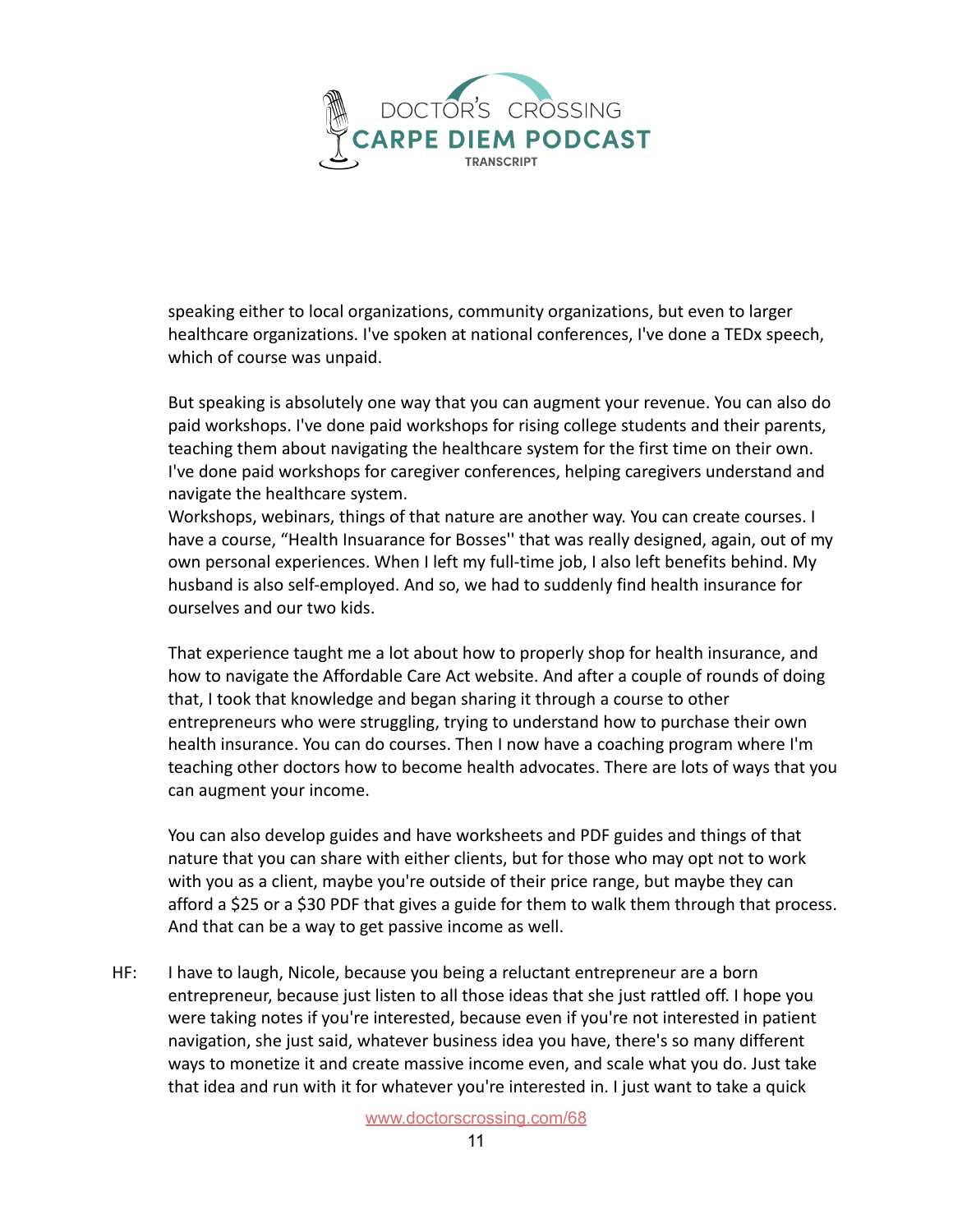speaking either to local organizations, community organizations, but even to larger healthcare organizations. I've spoken at national conferences, I've done a TEDx speech, which of course was unpaid.

But speaking is absolutely one way that you can augment your revenue. You can also do paid workshops. I've done paid workshops for rising college students and their parents, teaching them about navigating the healthcare system for the first time on their own. I've done paid workshops for caregiver conferences, helping caregivers understand and navigate the healthcare system.
Workshops, webinars, things of that nature are another way. You can create courses. I have a course, "Health Insuarance for Bosses'' that was really designed, again, out of my own personal experiences. When I left my full-time job, I also left benefits behind. My husband is also self-employed. And so, we had to suddenly find health insurance for ourselves and our two kids.

That experience taught me a lot about how to properly shop for health insurance, and how to navigate the Affordable Care Act website. And after a couple of rounds of doing that, I took that knowledge and began sharing it through a course to other entrepreneurs who were struggling, trying to understand how to purchase their own health insurance. You can do courses. Then I now have a coaching program where I'm teaching other doctors how to become health advocates. There are lots of ways that you can augment your income.

You can also develop guides and have worksheets and PDF guides and things of that nature that you can share with either clients, but for those who may opt not to work with you as a client, maybe you're outside of their price range, but maybe they can afford a $25 or a $30 PDF that gives a guide for them to walk them through that process. And that can be a way to get passive income as well.

HF: I have to laugh, Nicole, because you being a reluctant entrepreneur are a born entrepreneur, because just listen to all those ideas that she just rattled off. I hope you were taking notes if you're interested, because even if you're not interested in patient navigation, she just said, whatever business idea you have, there's so many different ways to monetize it and create massive income even, and scale what you do. Just take that idea and run with it for whatever you're interested in. I just want to take a quick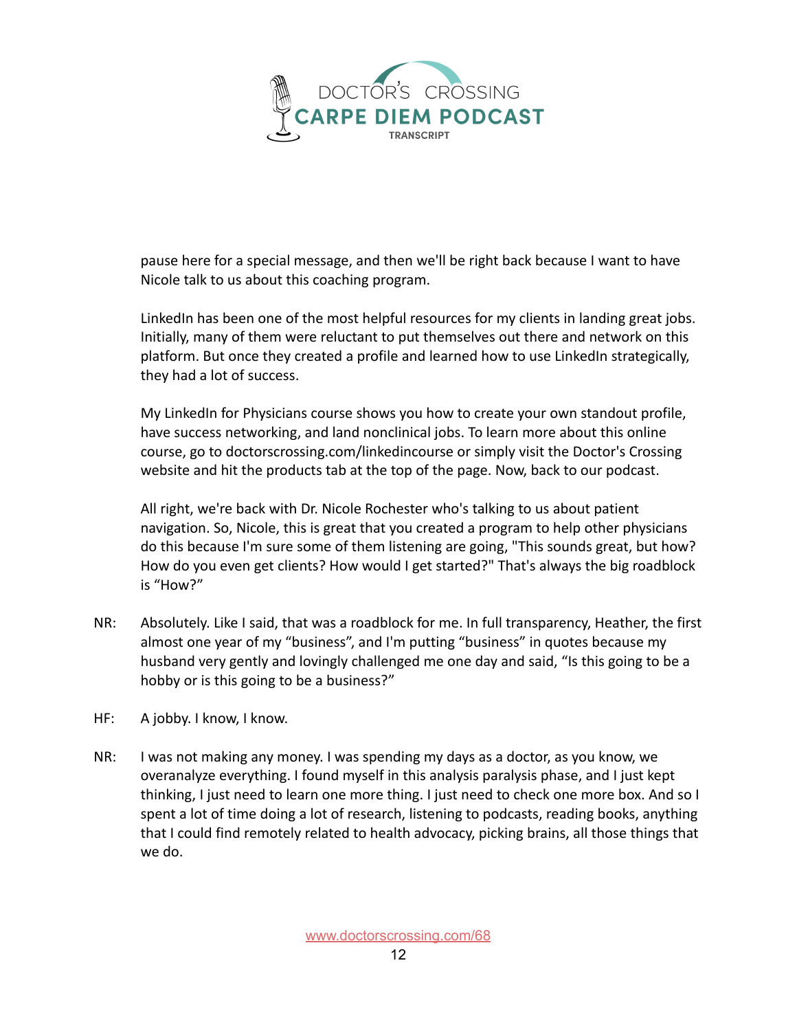pause here for a special message, and then we'll be right back because I want to have Nicole talk to us about this coaching program.

LinkedIn has been one of the most helpful resources for my clients in landing great jobs. Initially, many of them were reluctant to put themselves out there and network on this platform. But once they created a profile and learned how to use LinkedIn strategically, they had a lot of success.

My LinkedIn for Physicians course shows you how to create your own standout profile, have success networking, and land nonclinical jobs. To learn more about this online course, go to doctorscrossing.com/linkedincourse or simply visit the Doctor's Crossing website and hit the products tab at the top of the page. Now, back to our podcast.

All right, we're back with Dr. Nicole Rochester who's talking to us about patient navigation. So, Nicole, this is great that you created a program to help other physicians do this because I'm sure some of them listening are going, "This sounds great, but how? How do you even get clients? How would I get started?" That's always the big roadblock is "How?"

NR: Absolutely. Like I said, that was a roadblock for me. In full transparency, Heather, the first almost one year of my "business", and I'm putting "business" in quotes because my husband very gently and lovingly challenged me one day and said, "Is this going to be a hobby or is this going to be a business?"

HF: A jobby. I know, I know.

NR: I was not making any money. I was spending my days as a doctor, as you know, we overanalyze everything. I found myself in this analysis paralysis phase, and I just kept thinking, I just need to learn one more thing. I just need to check one more box. And so I spent a lot of time doing a lot of research, listening to podcasts, reading books, anything that I could find remotely related to health advocacy, picking brains, all those things that we do.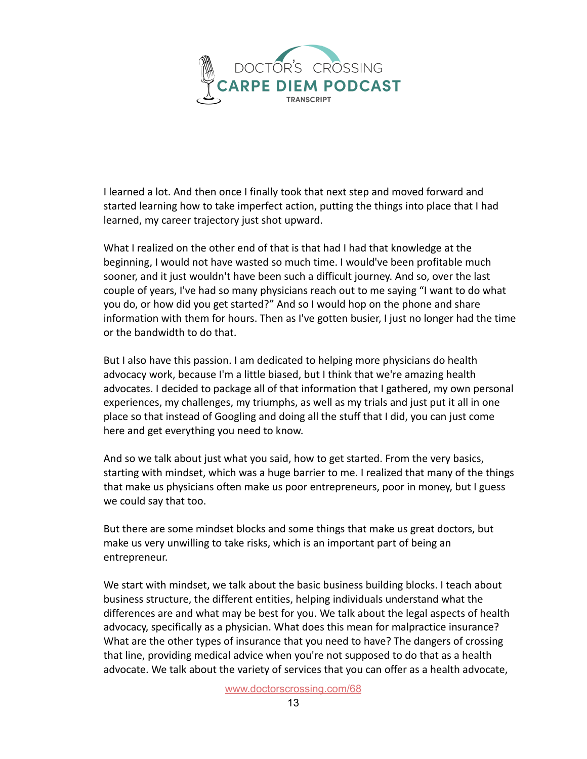I learned a lot. And then once I finally took that next step and moved forward and started learning how to take imperfect action, putting the things into place that I had learned, my career trajectory just shot upward.

What I realized on the other end of that is that had I had that knowledge at the beginning, I would not have wasted so much time. I would've been profitable much sooner, and it just wouldn't have been such a difficult journey. And so, over the last couple of years, I've had so many physicians reach out to me saying "I want to do what you do, or how did you get started?" And so I would hop on the phone and share information with them for hours. Then as I've gotten busier, I just no longer had the time or the bandwidth to do that.

But I also have this passion. I am dedicated to helping more physicians do health advocacy work, because I'm a little biased, but I think that we're amazing health advocates. I decided to package all of that information that I gathered, my own personal experiences, my challenges, my triumphs, as well as my trials and just put it all in one place so that instead of Googling and doing all the stuff that I did, you can just come here and get everything you need to know.

And so we talk about just what you said, how to get started. From the very basics, starting with mindset, which was a huge barrier to me. I realized that many of the things that make us physicians often make us poor entrepreneurs, poor in money, but I guess we could say that too.

But there are some mindset blocks and some things that make us great doctors, but make us very unwilling to take risks, which is an important part of being an entrepreneur.

We start with mindset, we talk about the basic business building blocks. I teach about business structure, the different entities, helping individuals understand what the differences are and what may be best for you. We talk about the legal aspects of health advocacy, specifically as a physician. What does this mean for malpractice insurance? What are the other types of insurance that you need to have? The dangers of crossing that line, providing medical advice when you're not supposed to do that as a health advocate. We talk about the variety of services that you can offer as a health advocate,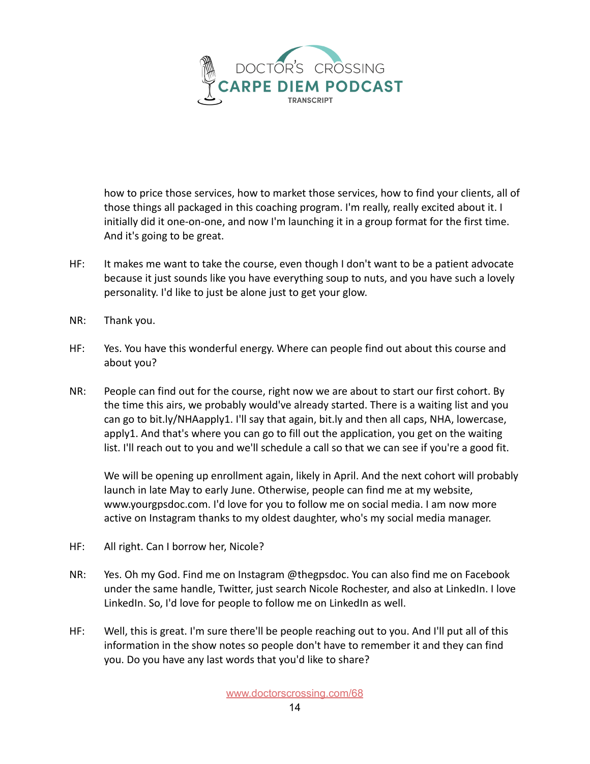how to price those services, how to market those services, how to find your clients, all of those things all packaged in this coaching program. I'm really, really excited about it. I initially did it one-on-one, and now I'm launching it in a group format for the first time. And it's going to be great.

HF: It makes me want to take the course, even though I don't want to be a patient advocate because it just sounds like you have everything soup to nuts, and you have such a lovely personality. I'd like to just be alone just to get your glow.

NR: Thank you.

HF: Yes. You have this wonderful energy. Where can people find out about this course and about you?

NR: People can find out for the course, right now we are about to start our first cohort. By the time this airs, we probably would've already started. There is a waiting list and you can go to bit.ly/NHAapply1. I'll say that again, bit.ly and then all caps, NHA, lowercase, apply1. And that's where you can go to fill out the application, you get on the waiting list. I'll reach out to you and we'll schedule a call so that we can see if you're a good fit.

We will be opening up enrollment again, likely in April. And the next cohort will probably launch in late May to early June. Otherwise, people can find me at my website, www.yourgpsdoc.com. I'd love for you to follow me on social media. I am now more active on Instagram thanks to my oldest daughter, who's my social media manager.

HF: All right. Can I borrow her, Nicole?

NR: Yes. Oh my God. Find me on Instagram @thegpsdoc. You can also find me on Facebook under the same handle, Twitter, just search Nicole Rochester, and also at LinkedIn. I love LinkedIn. So, I'd love for people to follow me on LinkedIn as well.

HF: Well, this is great. I'm sure there'll be people reaching out to you. And I'll put all of this information in the show notes so people don't have to remember it and they can find you. Do you have any last words that you'd like to share?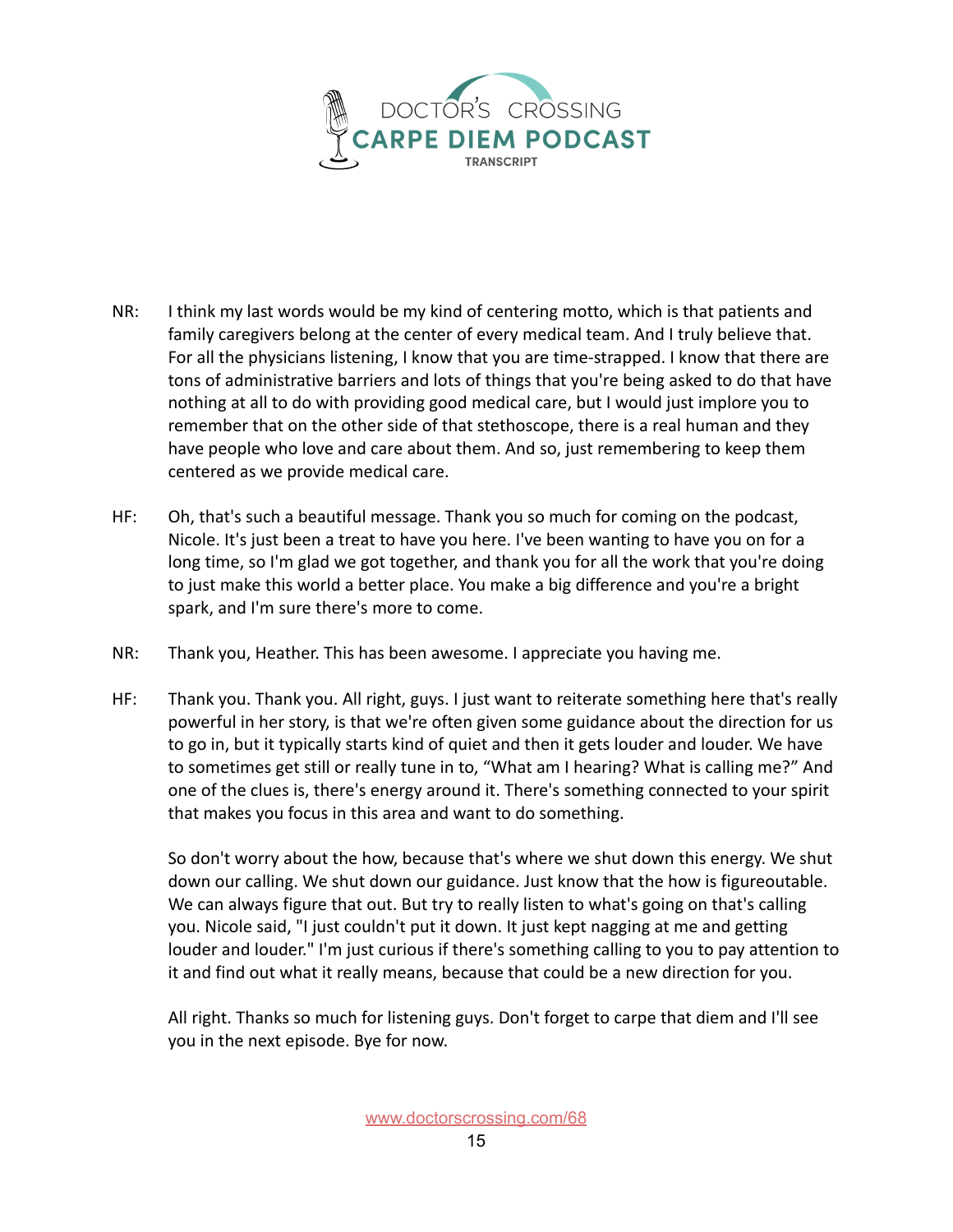NR: I think my last words would be my kind of centering motto, which is that patients and family caregivers belong at the center of every medical team. And I truly believe that. For all the physicians listening, I know that you are time-strapped. I know that there are tons of administrative barriers and lots of things that you're being asked to do that have nothing at all to do with providing good medical care, but I would just implore you to remember that on the other side of that stethoscope, there is a real human and they have people who love and care about them. And so, just remembering to keep them centered as we provide medical care.

HF: Oh, that's such a beautiful message. Thank you so much for coming on the podcast, Nicole. It's just been a treat to have you here. I've been wanting to have you on for a long time, so I'm glad we got together, and thank you for all the work that you're doing to just make this world a better place. You make a big difference and you're a bright spark, and I'm sure there's more to come.

NR: Thank you, Heather. This has been awesome. I appreciate you having me.

HF: Thank you. Thank you. All right, guys. I just want to reiterate something here that's really powerful in her story, is that we're often given some guidance about the direction for us to go in, but it typically starts kind of quiet and then it gets louder and louder. We have to sometimes get still or really tune in to, "What am I hearing? What is calling me?" And one of the clues is, there's energy around it. There's something connected to your spirit that makes you focus in this area and want to do something.

So don't worry about the how, because that's where we shut down this energy. We shut down our calling. We shut down our guidance. Just know that the how is figureoutable. We can always figure that out. But try to really listen to what's going on that's calling you. Nicole said, "I just couldn't put it down. It just kept nagging at me and getting louder and louder." I'm just curious if there's something calling to you to pay attention to it and find out what it really means, because that could be a new direction for you.

All right. Thanks so much for listening guys. Don't forget to carpe that diem and I'll see you in the next episode. Bye for now.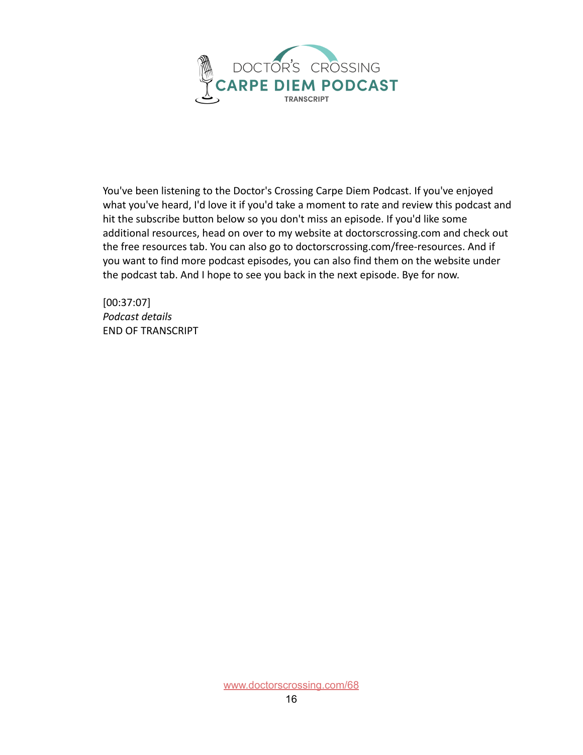You've been listening to the Doctor's Crossing Carpe Diem Podcast. If you've enjoyed what you've heard, I'd love it if you'd take a moment to rate and review this podcast and hit the subscribe button below so you don't miss an episode. If you'd like some additional resources, head on over to my website at doctorscrossing.com and check out the free resources tab. You can also go to doctorscrossing.com/free-resources. And if you want to find more podcast episodes, you can also find them on the website under the podcast tab. And I hope to see you back in the next episode. Bye for now.

[00:37:07]
*Podcast details*
END OF TRANSCRIPT